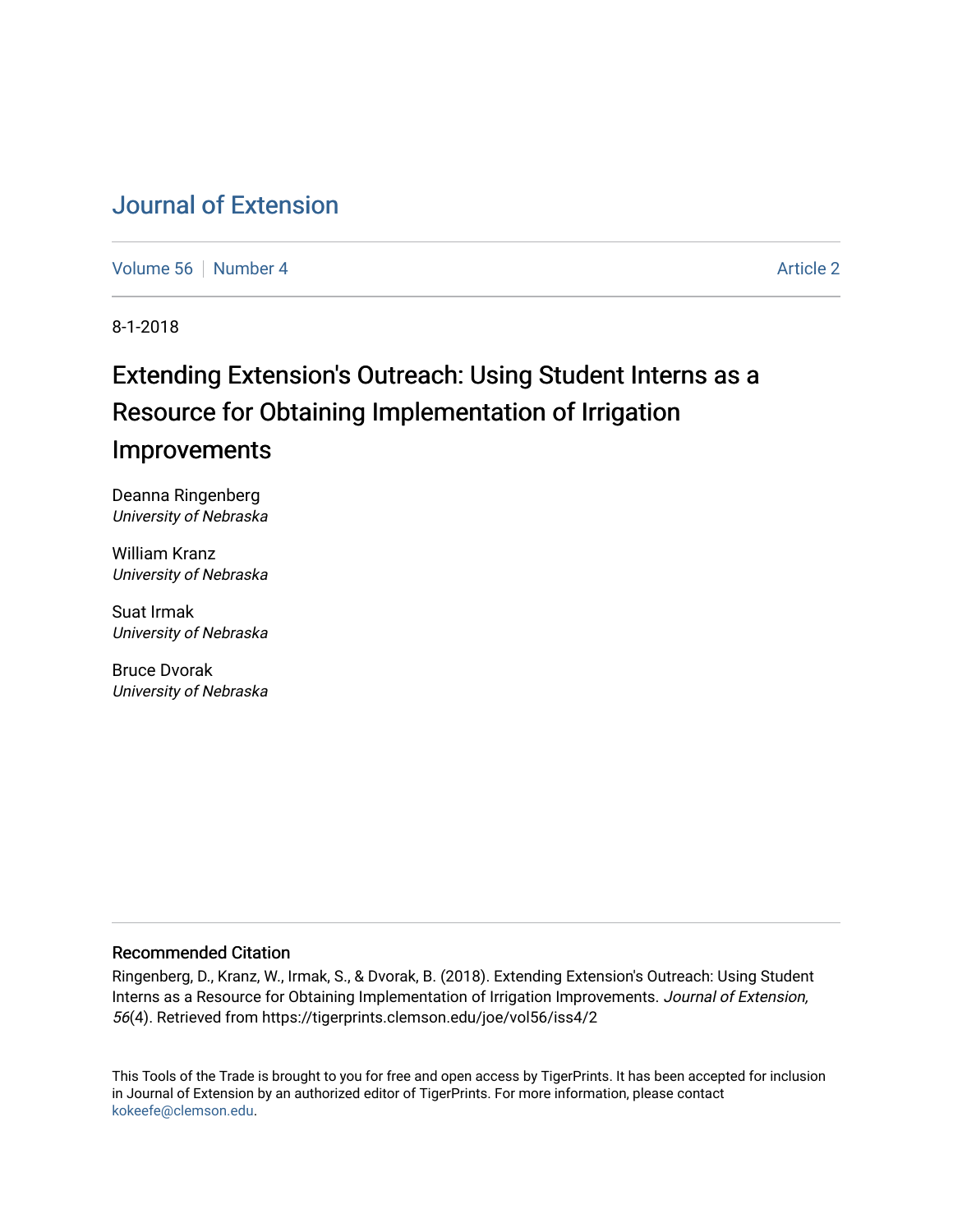# Journal of Extension

Volume 56 | Number 4 | Article 2

8-1-2018

## Extending Extension's Outreach: Using Student Interns as a Resource for Obtaining Implementation of Irrigation Improvements

Deanna Ringenberg
*University of Nebraska*

William Kranz
*University of Nebraska*

Suat Irmak
*University of Nebraska*

Bruce Dvorak
*University of Nebraska*

### Recommended Citation

Ringenberg, D., Kranz, W., Irmak, S., & Dvorak, B. (2018). Extending Extension's Outreach: Using Student Interns as a Resource for Obtaining Implementation of Irrigation Improvements. *Journal of Extension, 56*(4). Retrieved from https://tigerprints.clemson.edu/joe/vol56/iss4/2

This Tools of the Trade is brought to you for free and open access by TigerPrints. It has been accepted for inclusion in Journal of Extension by an authorized editor of TigerPrints. For more information, please contact kokeefe@clemson.edu.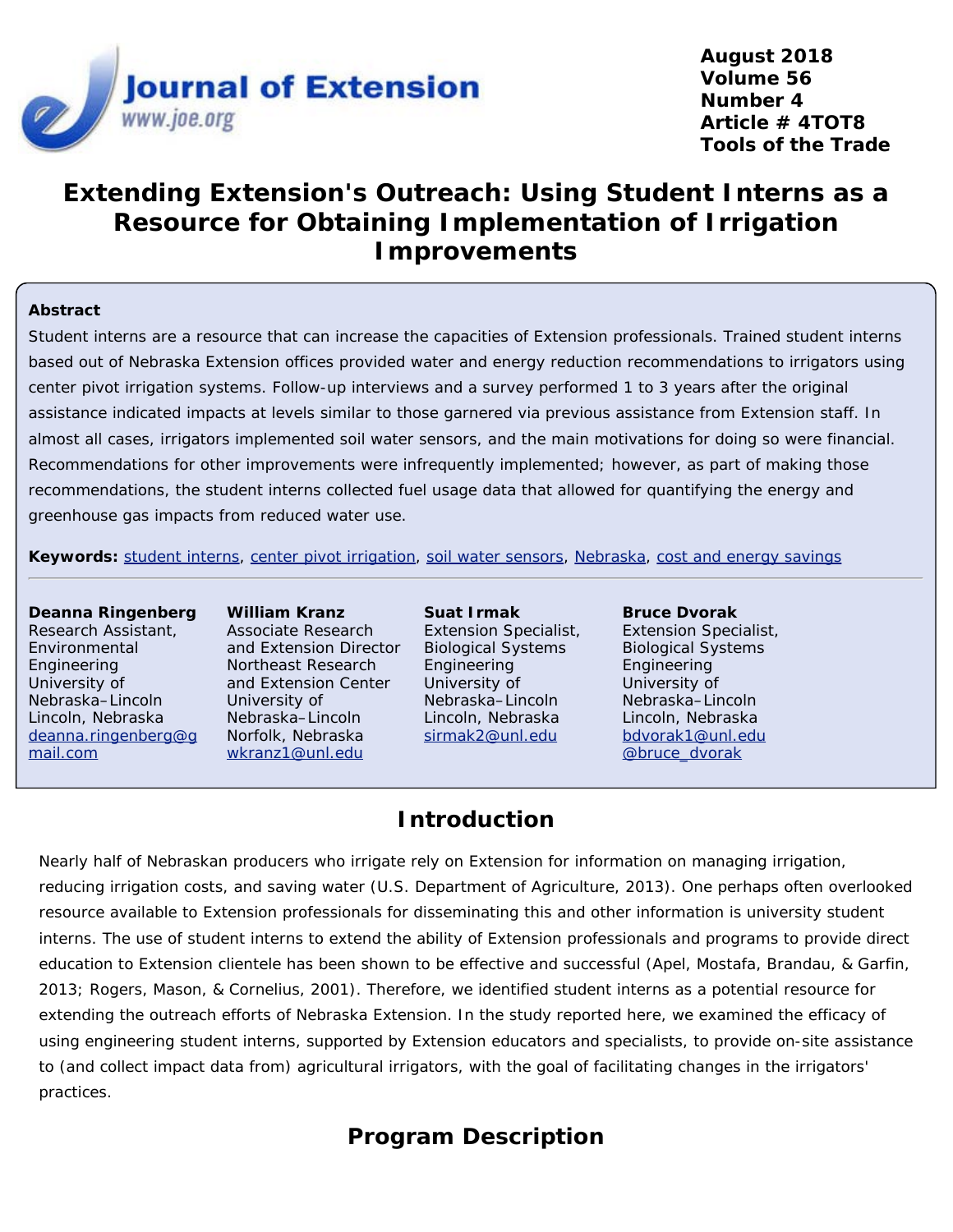# Extending Extension's Outreach: Using Student Interns as a Resource for Obtaining Implementation of Irrigation Improvements

August 2018
Volume 56
Number 4
Article # 4TOT8
Tools of the Trade

### Abstract

Student interns are a resource that can increase the capacities of Extension professionals. Trained student interns based out of Nebraska Extension offices provided water and energy reduction recommendations to irrigators using center pivot irrigation systems. Follow-up interviews and a survey performed 1 to 3 years after the original assistance indicated impacts at levels similar to those garnered via previous assistance from Extension staff. In almost all cases, irrigators implemented soil water sensors, and the main motivations for doing so were financial. Recommendations for other improvements were infrequently implemented; however, as part of making those recommendations, the student interns collected fuel usage data that allowed for quantifying the energy and greenhouse gas impacts from reduced water use.

**Keywords:** student interns, center pivot irrigation, soil water sensors, Nebraska, cost and energy savings

**Deanna Ringenberg**
Research Assistant, Environmental Engineering
University of Nebraska–Lincoln
Lincoln, Nebraska
deanna.ringenberg@gmail.com

**William Kranz**
Associate Research and Extension Director
Northeast Research and Extension Center
University of Nebraska–Lincoln
Norfolk, Nebraska
wkranz1@unl.edu

**Suat Irmak**
Extension Specialist, Biological Systems Engineering
University of Nebraska–Lincoln
Lincoln, Nebraska
sirmak2@unl.edu

**Bruce Dvorak**
Extension Specialist, Biological Systems Engineering
University of Nebraska–Lincoln
Lincoln, Nebraska
bdvorak1@unl.edu
@bruce_dvorak

## Introduction

Nearly half of Nebraskan producers who irrigate rely on Extension for information on managing irrigation, reducing irrigation costs, and saving water (U.S. Department of Agriculture, 2013). One perhaps often overlooked resource available to Extension professionals for disseminating this and other information is university student interns. The use of student interns to extend the ability of Extension professionals and programs to provide direct education to Extension clientele has been shown to be effective and successful (Apel, Mostafa, Brandau, & Garfin, 2013; Rogers, Mason, & Cornelius, 2001). Therefore, we identified student interns as a potential resource for extending the outreach efforts of Nebraska Extension. In the study reported here, we examined the efficacy of using engineering student interns, supported by Extension educators and specialists, to provide on-site assistance to (and collect impact data from) agricultural irrigators, with the goal of facilitating changes in the irrigators' practices.

## Program Description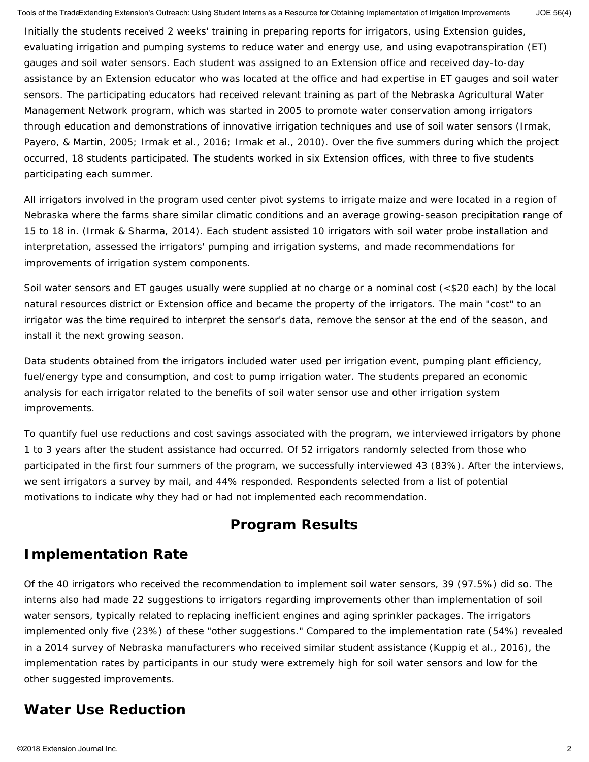Initially the students received 2 weeks' training in preparing reports for irrigators, using Extension guides, evaluating irrigation and pumping systems to reduce water and energy use, and using evapotranspiration (ET) gauges and soil water sensors. Each student was assigned to an Extension office and received day-to-day assistance by an Extension educator who was located at the office and had expertise in ET gauges and soil water sensors. The participating educators had received relevant training as part of the Nebraska Agricultural Water Management Network program, which was started in 2005 to promote water conservation among irrigators through education and demonstrations of innovative irrigation techniques and use of soil water sensors (Irmak, Payero, & Martin, 2005; Irmak et al., 2016; Irmak et al., 2010). Over the five summers during which the project occurred, 18 students participated. The students worked in six Extension offices, with three to five students participating each summer.

All irrigators involved in the program used center pivot systems to irrigate maize and were located in a region of Nebraska where the farms share similar climatic conditions and an average growing-season precipitation range of 15 to 18 in. (Irmak & Sharma, 2014). Each student assisted 10 irrigators with soil water probe installation and interpretation, assessed the irrigators' pumping and irrigation systems, and made recommendations for improvements of irrigation system components.

Soil water sensors and ET gauges usually were supplied at no charge or a nominal cost (<$20 each) by the local natural resources district or Extension office and became the property of the irrigators. The main "cost" to an irrigator was the time required to interpret the sensor's data, remove the sensor at the end of the season, and install it the next growing season.

Data students obtained from the irrigators included water used per irrigation event, pumping plant efficiency, fuel/energy type and consumption, and cost to pump irrigation water. The students prepared an economic analysis for each irrigator related to the benefits of soil water sensor use and other irrigation system improvements.

To quantify fuel use reductions and cost savings associated with the program, we interviewed irrigators by phone 1 to 3 years after the student assistance had occurred. Of 52 irrigators randomly selected from those who participated in the first four summers of the program, we successfully interviewed 43 (83%). After the interviews, we sent irrigators a survey by mail, and 44% responded. Respondents selected from a list of potential motivations to indicate why they had or had not implemented each recommendation.

# Program Results

## Implementation Rate

Of the 40 irrigators who received the recommendation to implement soil water sensors, 39 (97.5%) did so. The interns also had made 22 suggestions to irrigators regarding improvements other than implementation of soil water sensors, typically related to replacing inefficient engines and aging sprinkler packages. The irrigators implemented only five (23%) of these "other suggestions." Compared to the implementation rate (54%) revealed in a 2014 survey of Nebraska manufacturers who received similar student assistance (Kuppig et al., 2016), the implementation rates by participants in our study were extremely high for soil water sensors and low for the other suggested improvements.

## Water Use Reduction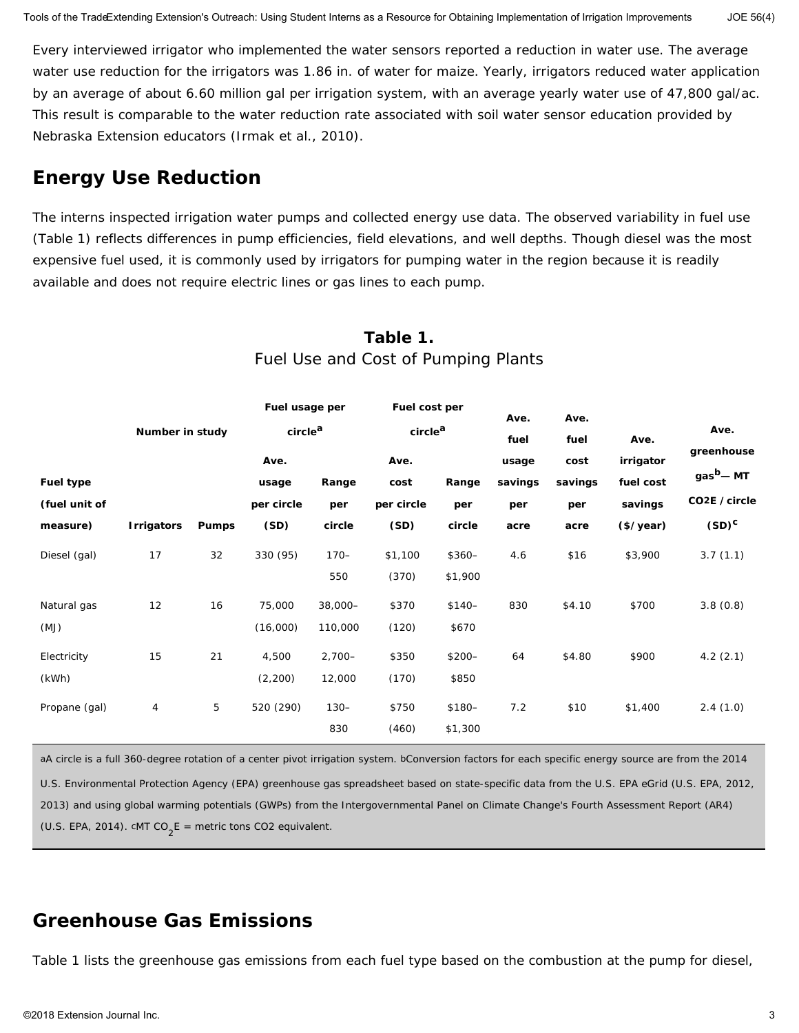Every interviewed irrigator who implemented the water sensors reported a reduction in water use. The average water use reduction for the irrigators was 1.86 in. of water for maize. Yearly, irrigators reduced water application by an average of about 6.60 million gal per irrigation system, with an average yearly water use of 47,800 gal/ac. This result is comparable to the water reduction rate associated with soil water sensor education provided by Nebraska Extension educators (Irmak et al., 2010).

## Energy Use Reduction

The interns inspected irrigation water pumps and collected energy use data. The observed variability in fuel use (Table 1) reflects differences in pump efficiencies, field elevations, and well depths. Though diesel was the most expensive fuel used, it is commonly used by irrigators for pumping water in the region because it is readily available and does not require electric lines or gas lines to each pump.

**Table 1.**
Fuel Use and Cost of Pumping Plants

| Fuel type (fuel unit of measure) | Number in study | | Fuel usage per circle[a] | | Fuel cost per circle[a] | | Ave. fuel usage savings per acre | Ave. fuel cost savings per acre | Ave. irrigator fuel cost savings ($/year) | Ave. greenhouse gas[b]— MT $CO_2E$ / circle (SD)[c] |
|---|---|---|---|---|---|---|---|---|---|---|
| | Irrigators | Pumps | Ave. usage per circle (SD) | Range per circle | Ave. cost per circle (SD) | Range per circle | | | | |
| Diesel (gal) | 17 | 32 | 330 (95) | 170–550 | $1,100 (370) | $360–$1,900 | 4.6 | $16 | $3,900 | 3.7 (1.1) |
| Natural gas (MJ) | 12 | 16 | 75,000 (16,000) | 38,000–110,000 | $370 (120) | $140–$670 | 830 | $4.10 | $700 | 3.8 (0.8) |
| Electricity (kWh) | 15 | 21 | 4,500 (2,200) | 2,700–12,000 | $350 (170) | $200–$850 | 64 | $4.80 | $900 | 4.2 (2.1) |
| Propane (gal) | 4 | 5 | 520 (290) | 130–830 | $750 (460) | $180–$1,300 | 7.2 | $10 | $1,400 | 2.4 (1.0) |

[a]A circle is a full 360-degree rotation of a center pivot irrigation system. [b]Conversion factors for each specific energy source are from the 2014 U.S. Environmental Protection Agency (EPA) greenhouse gas spreadsheet based on state-specific data from the U.S. EPA eGrid (U.S. EPA, 2012, 2013) and using global warming potentials (GWPs) from the Intergovernmental Panel on Climate Change's Fourth Assessment Report (AR4) (U.S. EPA, 2014). [c]MT $CO_2E$ = metric tons CO2 equivalent.

## Greenhouse Gas Emissions

Table 1 lists the greenhouse gas emissions from each fuel type based on the combustion at the pump for diesel,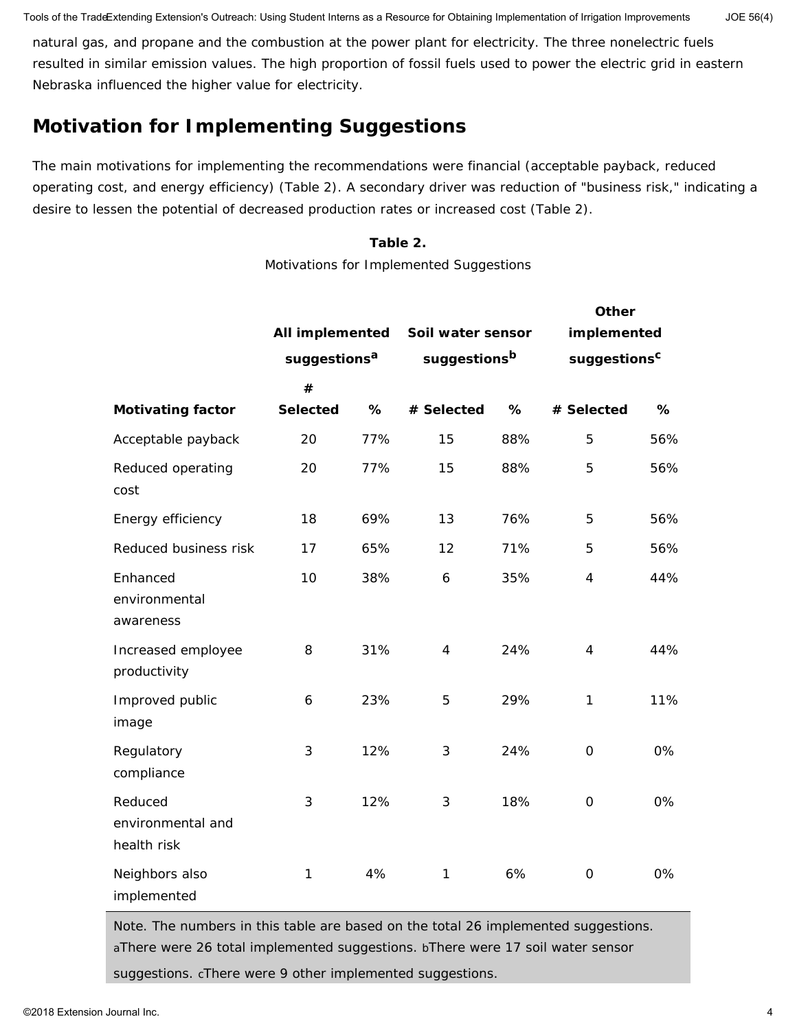natural gas, and propane and the combustion at the power plant for electricity. The three nonelectric fuels resulted in similar emission values. The high proportion of fossil fuels used to power the electric grid in eastern Nebraska influenced the higher value for electricity.

## Motivation for Implementing Suggestions

The main motivations for implementing the recommendations were financial (acceptable payback, reduced operating cost, and energy efficiency) (Table 2). A secondary driver was reduction of "business risk," indicating a desire to lessen the potential of decreased production rates or increased cost (Table 2).

**Table 2.**
Motivations for Implemented Suggestions

| | All implemented suggestions[a] | | Soil water sensor suggestions[b] | | Other implemented suggestions[c] | |
|---|---|---|---|---|---|---|
| **Motivating factor** | **# Selected** | **%** | **# Selected** | **%** | **# Selected** | **%** |
| Acceptable payback | 20 | 77% | 15 | 88% | 5 | 56% |
| Reduced operating cost | 20 | 77% | 15 | 88% | 5 | 56% |
| Energy efficiency | 18 | 69% | 13 | 76% | 5 | 56% |
| Reduced business risk | 17 | 65% | 12 | 71% | 5 | 56% |
| Enhanced environmental awareness | 10 | 38% | 6 | 35% | 4 | 44% |
| Increased employee productivity | 8 | 31% | 4 | 24% | 4 | 44% |
| Improved public image | 6 | 23% | 5 | 29% | 1 | 11% |
| Regulatory compliance | 3 | 12% | 3 | 24% | 0 | 0% |
| Reduced environmental and health risk | 3 | 12% | 3 | 18% | 0 | 0% |
| Neighbors also implemented | 1 | 4% | 1 | 6% | 0 | 0% |

Note. The numbers in this table are based on the total 26 implemented suggestions. [a]There were 26 total implemented suggestions. [b]There were 17 soil water sensor suggestions. [c]There were 9 other implemented suggestions.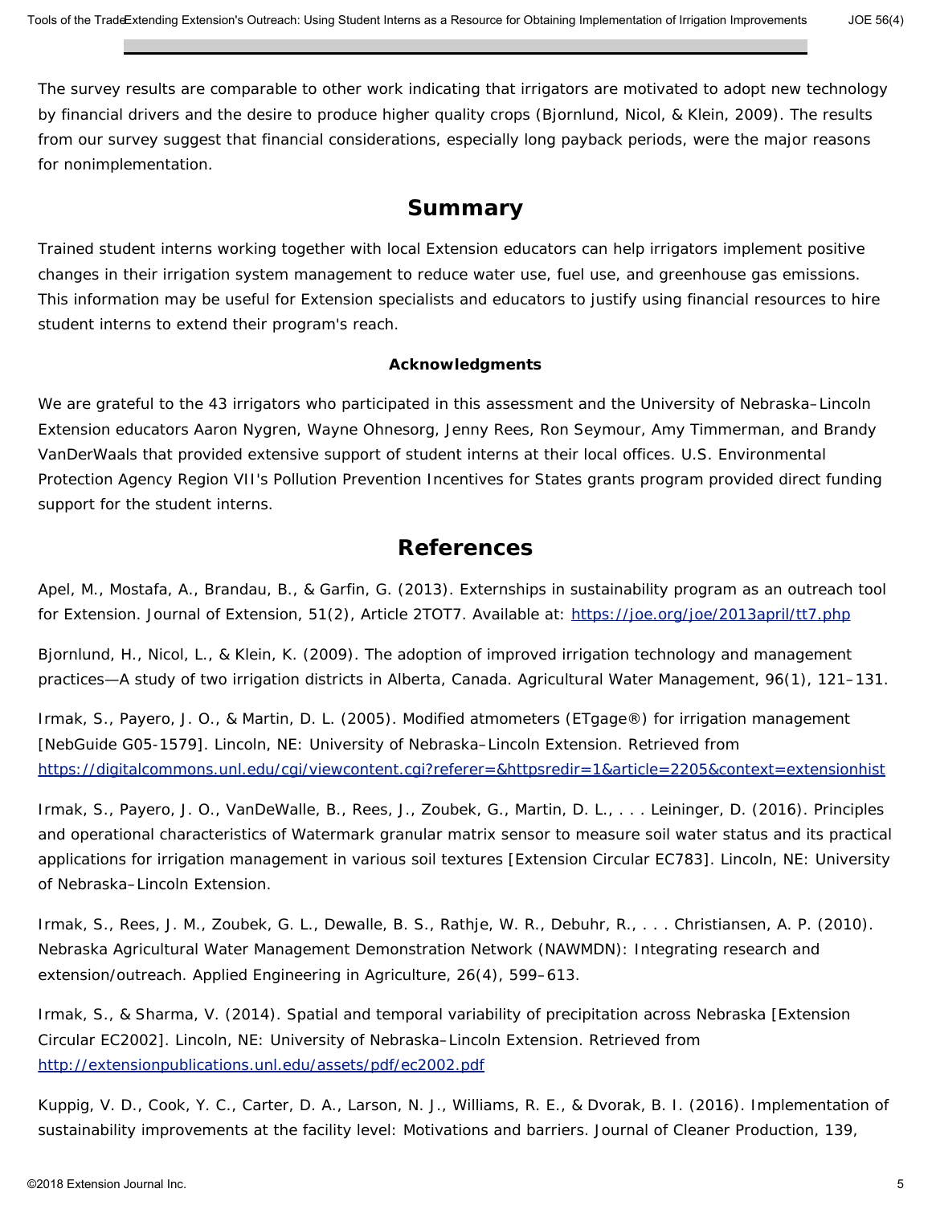The survey results are comparable to other work indicating that irrigators are motivated to adopt new technology by financial drivers and the desire to produce higher quality crops (Bjornlund, Nicol, & Klein, 2009). The results from our survey suggest that financial considerations, especially long payback periods, were the major reasons for nonimplementation.

## Summary

Trained student interns working together with local Extension educators can help irrigators implement positive changes in their irrigation system management to reduce water use, fuel use, and greenhouse gas emissions. This information may be useful for Extension specialists and educators to justify using financial resources to hire student interns to extend their program's reach.

### Acknowledgments

We are grateful to the 43 irrigators who participated in this assessment and the University of Nebraska–Lincoln Extension educators Aaron Nygren, Wayne Ohnesorg, Jenny Rees, Ron Seymour, Amy Timmerman, and Brandy VanDerWaals that provided extensive support of student interns at their local offices. U.S. Environmental Protection Agency Region VII's Pollution Prevention Incentives for States grants program provided direct funding support for the student interns.

## References

Apel, M., Mostafa, A., Brandau, B., & Garfin, G. (2013). Externships in sustainability program as an outreach tool for Extension. Journal of Extension, 51(2), Article 2TOT7. Available at: https://joe.org/joe/2013april/tt7.php

Bjornlund, H., Nicol, L., & Klein, K. (2009). The adoption of improved irrigation technology and management practices—A study of two irrigation districts in Alberta, Canada. Agricultural Water Management, 96(1), 121–131.

Irmak, S., Payero, J. O., & Martin, D. L. (2005). Modified atmometers (ETgage®) for irrigation management [NebGuide G05-1579]. Lincoln, NE: University of Nebraska–Lincoln Extension. Retrieved from https://digitalcommons.unl.edu/cgi/viewcontent.cgi?referer=&httpsredir=1&article=2205&context=extensionhist

Irmak, S., Payero, J. O., VanDeWalle, B., Rees, J., Zoubek, G., Martin, D. L., . . . Leininger, D. (2016). Principles and operational characteristics of Watermark granular matrix sensor to measure soil water status and its practical applications for irrigation management in various soil textures [Extension Circular EC783]. Lincoln, NE: University of Nebraska–Lincoln Extension.

Irmak, S., Rees, J. M., Zoubek, G. L., Dewalle, B. S., Rathje, W. R., Debuhr, R., . . . Christiansen, A. P. (2010). Nebraska Agricultural Water Management Demonstration Network (NAWMDN): Integrating research and extension/outreach. Applied Engineering in Agriculture, 26(4), 599–613.

Irmak, S., & Sharma, V. (2014). Spatial and temporal variability of precipitation across Nebraska [Extension Circular EC2002]. Lincoln, NE: University of Nebraska–Lincoln Extension. Retrieved from http://extensionpublications.unl.edu/assets/pdf/ec2002.pdf

Kuppig, V. D., Cook, Y. C., Carter, D. A., Larson, N. J., Williams, R. E., & Dvorak, B. I. (2016). Implementation of sustainability improvements at the facility level: Motivations and barriers. Journal of Cleaner Production, 139,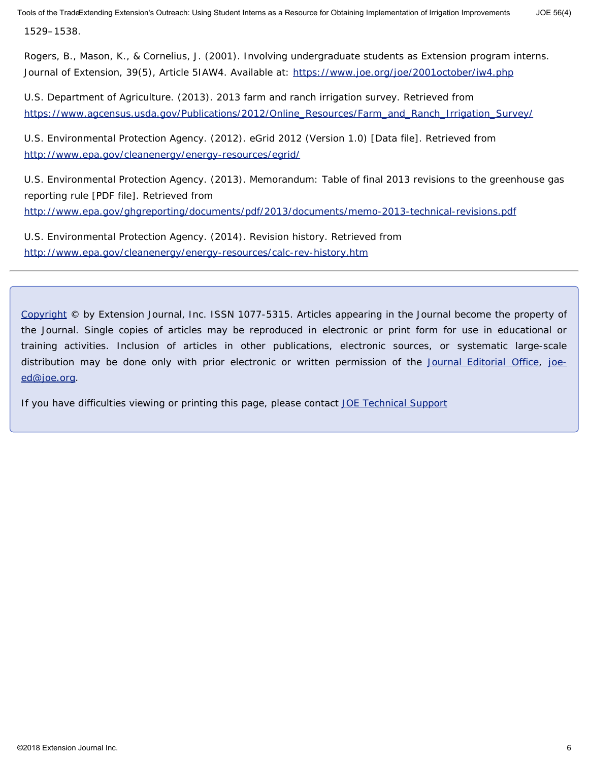1529–1538.

Rogers, B., Mason, K., & Cornelius, J. (2001). Involving undergraduate students as Extension program interns. Journal of Extension, 39(5), Article 5IAW4. Available at: https://www.joe.org/joe/2001october/iw4.php

U.S. Department of Agriculture. (2013). 2013 farm and ranch irrigation survey. Retrieved from https://www.agcensus.usda.gov/Publications/2012/Online_Resources/Farm_and_Ranch_Irrigation_Survey/

U.S. Environmental Protection Agency. (2012). eGrid 2012 (Version 1.0) [Data file]. Retrieved from http://www.epa.gov/cleanenergy/energy-resources/egrid/

U.S. Environmental Protection Agency. (2013). Memorandum: Table of final 2013 revisions to the greenhouse gas reporting rule [PDF file]. Retrieved from http://www.epa.gov/ghgreporting/documents/pdf/2013/documents/memo-2013-technical-revisions.pdf

U.S. Environmental Protection Agency. (2014). Revision history. Retrieved from http://www.epa.gov/cleanenergy/energy-resources/calc-rev-history.htm

---

Copyright © by Extension Journal, Inc. ISSN 1077-5315. Articles appearing in the Journal become the property of the Journal. Single copies of articles may be reproduced in electronic or print form for use in educational or training activities. Inclusion of articles in other publications, electronic sources, or systematic large-scale distribution may be done only with prior electronic or written permission of the Journal Editorial Office, joe-ed@joe.org.

If you have difficulties viewing or printing this page, please contact JOE Technical Support